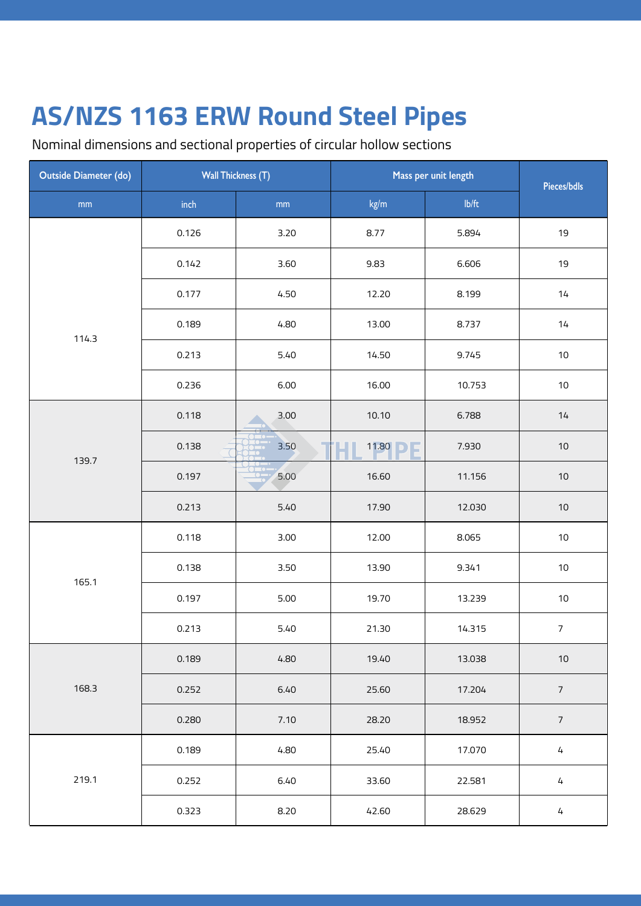# AS/NZS 1163 ERW Round Steel Pipes

Nominal dimensions and sectional properties of circular hollow sections

| Outside Diameter (do) | Wall Thickness (T) | | Mass per unit length | | Pieces/bdls |
|---|---|---|---|---|---|
| mm | inch | mm | kg/m | lb/ft | |
| 114.3 | 0.126 | 3.20 | 8.77 | 5.894 | 19 |
| | 0.142 | 3.60 | 9.83 | 6.606 | 19 |
| | 0.177 | 4.50 | 12.20 | 8.199 | 14 |
| | 0.189 | 4.80 | 13.00 | 8.737 | 14 |
| | 0.213 | 5.40 | 14.50 | 9.745 | 10 |
| | 0.236 | 6.00 | 16.00 | 10.753 | 10 |
| 139.7 | 0.118 | 3.00 | 10.10 | 6.788 | 14 |
| | 0.138 | 3.50 | 11.80 | 7.930 | 10 |
| | 0.197 | 5.00 | 16.60 | 11.156 | 10 |
| | 0.213 | 5.40 | 17.90 | 12.030 | 10 |
| 165.1 | 0.118 | 3.00 | 12.00 | 8.065 | 10 |
| | 0.138 | 3.50 | 13.90 | 9.341 | 10 |
| | 0.197 | 5.00 | 19.70 | 13.239 | 10 |
| | 0.213 | 5.40 | 21.30 | 14.315 | 7 |
| 168.3 | 0.189 | 4.80 | 19.40 | 13.038 | 10 |
| | 0.252 | 6.40 | 25.60 | 17.204 | 7 |
| | 0.280 | 7.10 | 28.20 | 18.952 | 7 |
| 219.1 | 0.189 | 4.80 | 25.40 | 17.070 | 4 |
| | 0.252 | 6.40 | 33.60 | 22.581 | 4 |
| | 0.323 | 8.20 | 42.60 | 28.629 | 4 |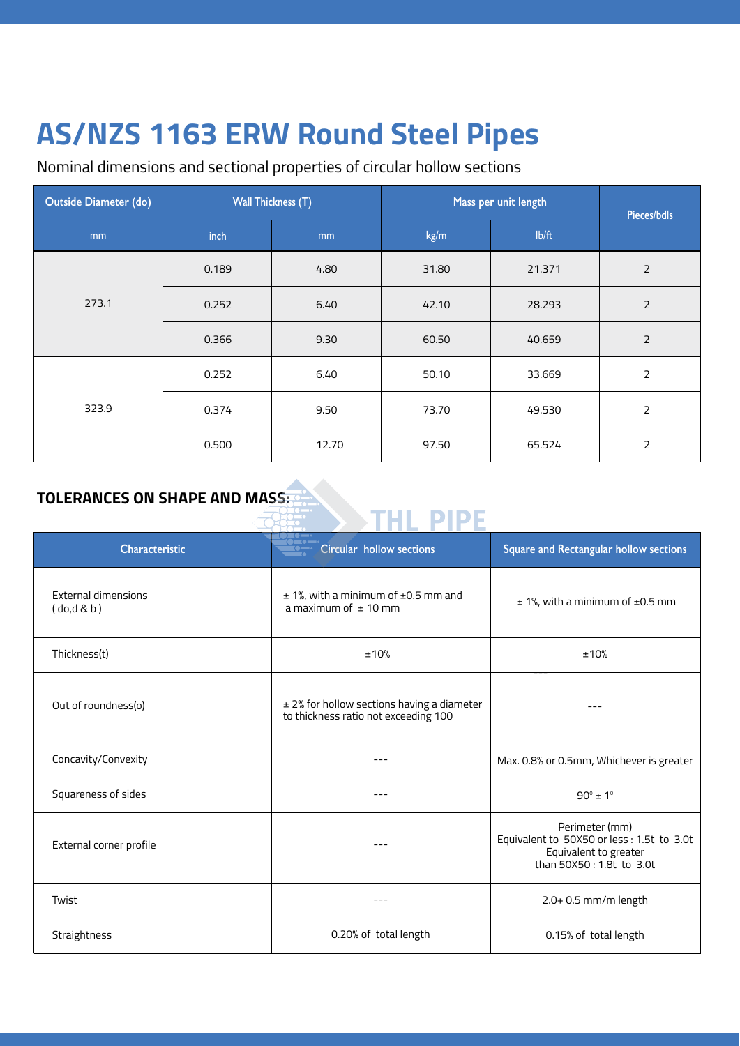# AS/NZS 1163 ERW Round Steel Pipes

Nominal dimensions and sectional properties of circular hollow sections

| Outside Diameter (do) | Wall Thickness (T) | | Mass per unit length | | Pieces/bdls |
|---|---|---|---|---|---|
| mm | inch | mm | kg/m | lb/ft | |
| 273.1 | 0.189 | 4.80 | 31.80 | 21.371 | 2 |
| | 0.252 | 6.40 | 42.10 | 28.293 | 2 |
| | 0.366 | 9.30 | 60.50 | 40.659 | 2 |
| 323.9 | 0.252 | 6.40 | 50.10 | 33.669 | 2 |
| | 0.374 | 9.50 | 73.70 | 49.530 | 2 |
| | 0.500 | 12.70 | 97.50 | 65.524 | 2 |

## TOLERANCES ON SHAPE AND MASS:

| Characteristic | Circular hollow sections | Square and Rectangular hollow sections |
|---|---|---|
| External dimensions ( do,d & b ) | ± 1%, with a minimum of ±0.5 mm and a maximum of ± 10 mm | ± 1%, with a minimum of ±0.5 mm |
| Thickness(t) | ±10% | ±10% |
| Out of roundness(o) | ± 2% for hollow sections having a diameter to thickness ratio not exceeding 100 | --- |
| Concavity/Convexity | --- | Max. 0.8% or 0.5mm, Whichever is greater |
| Squareness of sides | --- | 90° ± 1° |
| External corner profile | --- | Perimeter (mm) Equivalent to 50X50 or less : 1.5t to 3.0t Equivalent to greater than 50X50 : 1.8t to 3.0t |
| Twist | --- | 2.0+ 0.5 mm/m length |
| Straightness | 0.20% of total length | 0.15% of total length |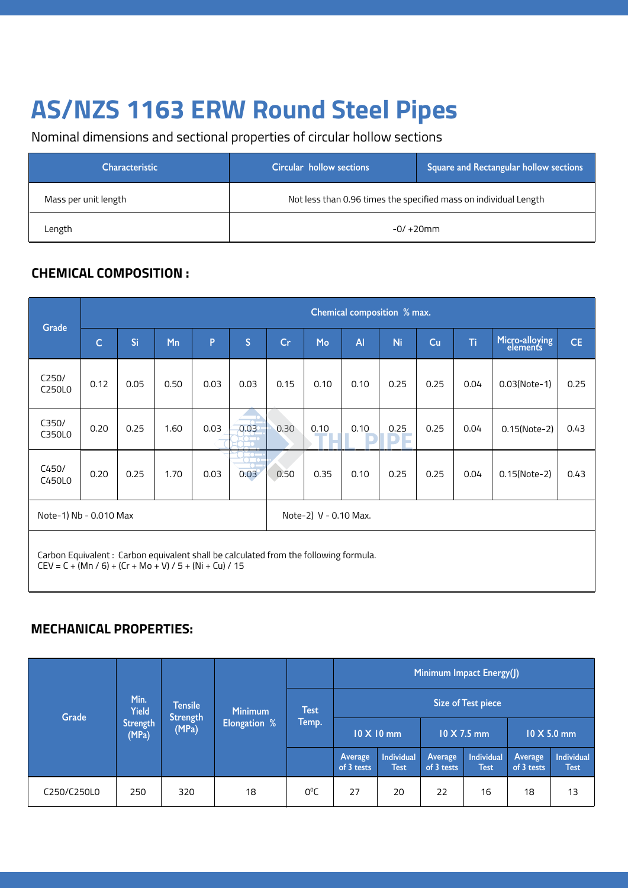# AS/NZS 1163 ERW Round Steel Pipes

Nominal dimensions and sectional properties of circular hollow sections

| Characteristic | Circular hollow sections | Square and Rectangular hollow sections |
|---|---|---|
| Mass per unit length | Not less than 0.96 times the specified mass on individual Length | |
| Length | -0/ +20mm | |

## CHEMICAL COMPOSITION :

| Grade | Chemical composition % max. | | | | | | | | | | | |
|---|---|---|---|---|---|---|---|---|---|---|---|---|
| | C | Si | Mn | P | S | Cr | Mo | Al | Ni | Cu | Ti | Micro-alloying elements | CE |
| C250/ C250L0 | 0.12 | 0.05 | 0.50 | 0.03 | 0.03 | 0.15 | 0.10 | 0.10 | 0.25 | 0.25 | 0.04 | 0.03(Note-1) | 0.25 |
| C350/ C350L0 | 0.20 | 0.25 | 1.60 | 0.03 | 0.03 | 0.30 | 0.10 | 0.10 | 0.25 | 0.25 | 0.04 | 0.15(Note-2) | 0.43 |
| C450/ C450L0 | 0.20 | 0.25 | 1.70 | 0.03 | 0.03 | 0.50 | 0.35 | 0.10 | 0.25 | 0.25 | 0.04 | 0.15(Note-2) | 0.43 |

Note-1) Nb - 0.010 Max

Note-2) V - 0.10 Max.

Carbon Equivalent : Carbon equivalent shall be calculated from the following formula.
CEV = C + (Mn / 6) + (Cr + Mo + V) / 5 + (Ni + Cu) / 15

## MECHANICAL PROPERTIES:

| Grade | Min. Yield Strength (MPa) | Tensile Strength (MPa) | Minimum Elongation % | Test Temp. | Minimum Impact Energy(J) | | | | | |
|---|---|---|---|---|---|---|---|---|---|---|
| | | | | | Size of Test piece | | | | | |
| | | | | | 10 X 10 mm | | 10 X 7.5 mm | | 10 X 5.0 mm | |
| | | | | | Average of 3 tests | Individual Test | Average of 3 tests | Individual Test | Average of 3 tests | Individual Test |
| C250/C250L0 | 250 | 320 | 18 | $0^0$C | 27 | 20 | 22 | 16 | 18 | 13 |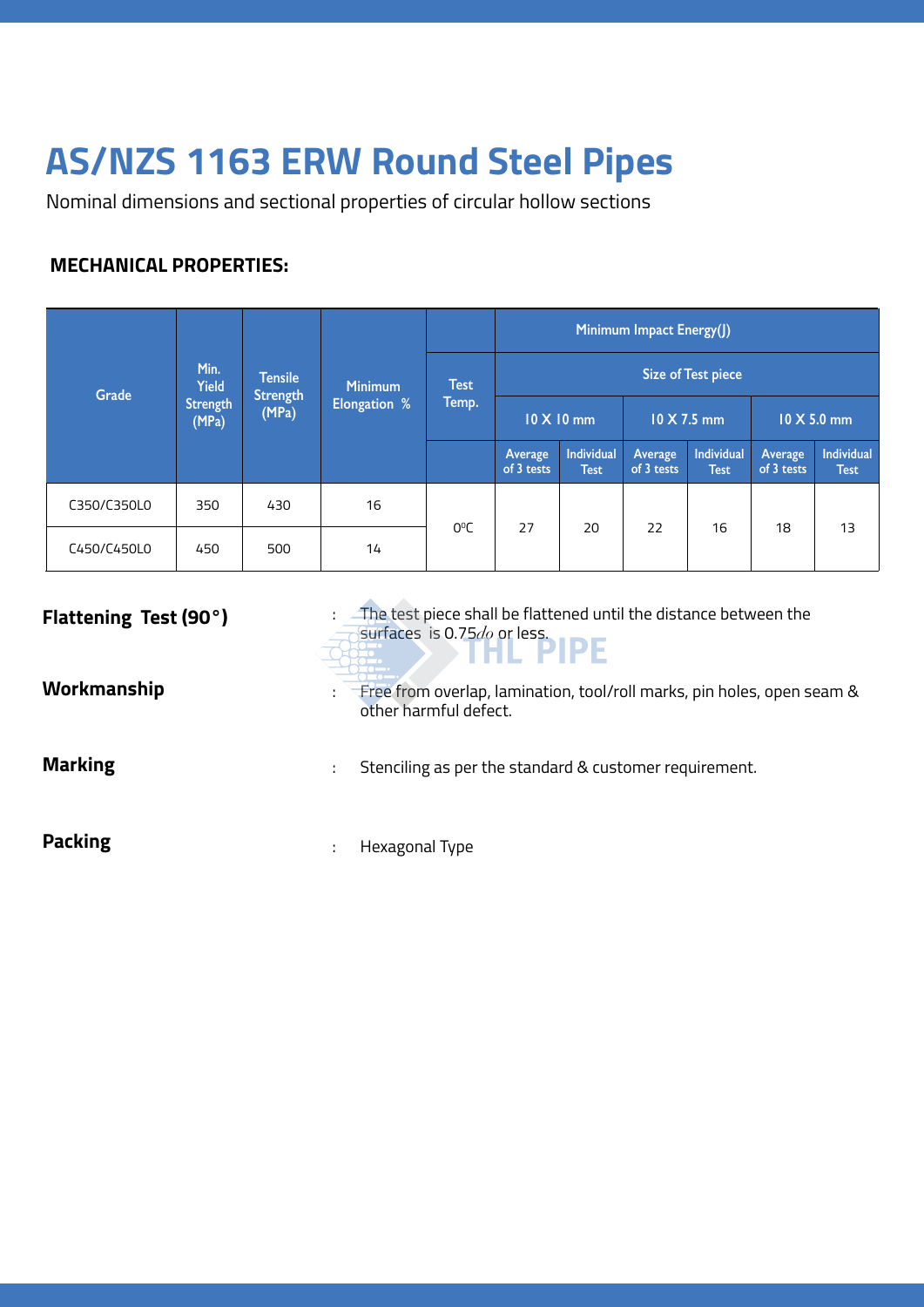# AS/NZS 1163 ERW Round Steel Pipes

Nominal dimensions and sectional properties of circular hollow sections

**MECHANICAL PROPERTIES:**

| Grade | Min. Yield Strength (MPa) | Tensile Strength (MPa) | Minimum Elongation % | Test Temp. | Minimum Impact Energy(J) | | | | | |
|---|---|---|---|---|---|---|---|---|---|---|
| | | | | | Size of Test piece | | | | | |
| | | | | | 10 X 10 mm | | 10 X 7.5 mm | | 10 X 5.0 mm | |
| | | | | | Average of 3 tests | Individual Test | Average of 3 tests | Individual Test | Average of 3 tests | Individual Test |
| C350/C350L0 | 350 | 430 | 16 | 0°C | 27 | 20 | 22 | 16 | 18 | 13 |
| C450/C450L0 | 450 | 500 | 14 | | | | | | | |

**Flattening Test (90°)** : The test piece shall be flattened until the distance between the surfaces is 0.75$do$ or less.

**Workmanship** : Free from overlap, lamination, tool/roll marks, pin holes, open seam & other harmful defect.

**Marking** : Stenciling as per the standard & customer requirement.

**Packing** : Hexagonal Type